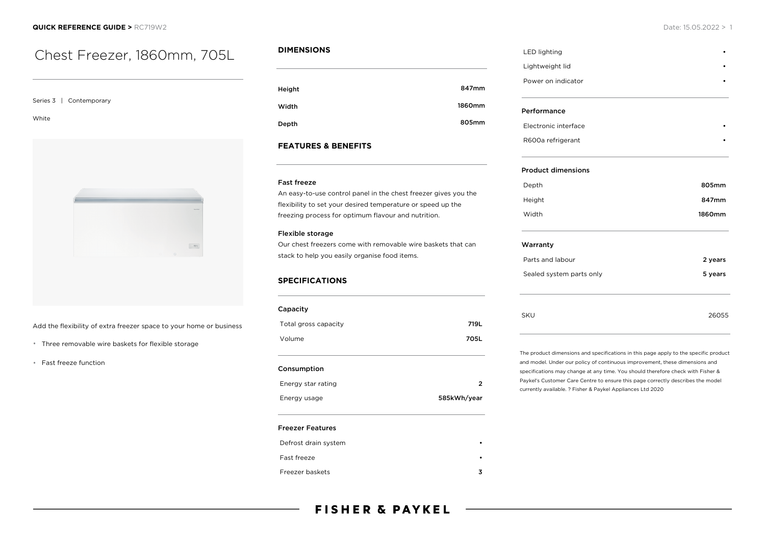# Chest Freezer, 1860mm, 705L

Series 3 | Contemporary

White

Add the flexibility of extra freezer space to your home or business

- Three removable wire baskets for flexible storage
- Fast freeze function

## DIMENSIONS

| | |
|---|---|
| Height | 847mm |
| Width | 1860mm |
| Depth | 805mm |

## FEATURES & BENEFITS

**Fast freeze**

An easy-to-use control panel in the chest freezer gives you the flexibility to set your desired temperature or speed up the freezing process for optimum flavour and nutrition.

**Flexible storage**

Our chest freezers come with removable wire baskets that can stack to help you easily organise food items.

## SPECIFICATIONS

**Capacity**

| | |
|---|---|
| Total gross capacity | 719L |
| Volume | 705L |

**Consumption**

| | |
|---|---|
| Energy star rating | 2 |
| Energy usage | 585kWh/year |

**Freezer Features**

| | |
|---|---|
| Defrost drain system | • |
| Fast freeze | • |
| Freezer baskets | 3 |
| LED lighting | • |
| Lightweight lid | • |
| Power on indicator | • |

**Performance**

| | |
|---|---|
| Electronic interface | • |
| R600a refrigerant | • |

**Product dimensions**

| | |
|---|---|
| Depth | 805mm |
| Height | 847mm |
| Width | 1860mm |

**Warranty**

| | |
|---|---|
| Parts and labour | 2 years |
| Sealed system parts only | 5 years |

| | |
|---|---|
| SKU | 26055 |

The product dimensions and specifications in this page apply to the specific product and model. Under our policy of continuous improvement, these dimensions and specifications may change at any time. You should therefore check with Fisher & Paykel's Customer Care Centre to ensure this page correctly describes the model currently available. ? Fisher & Paykel Appliances Ltd 2020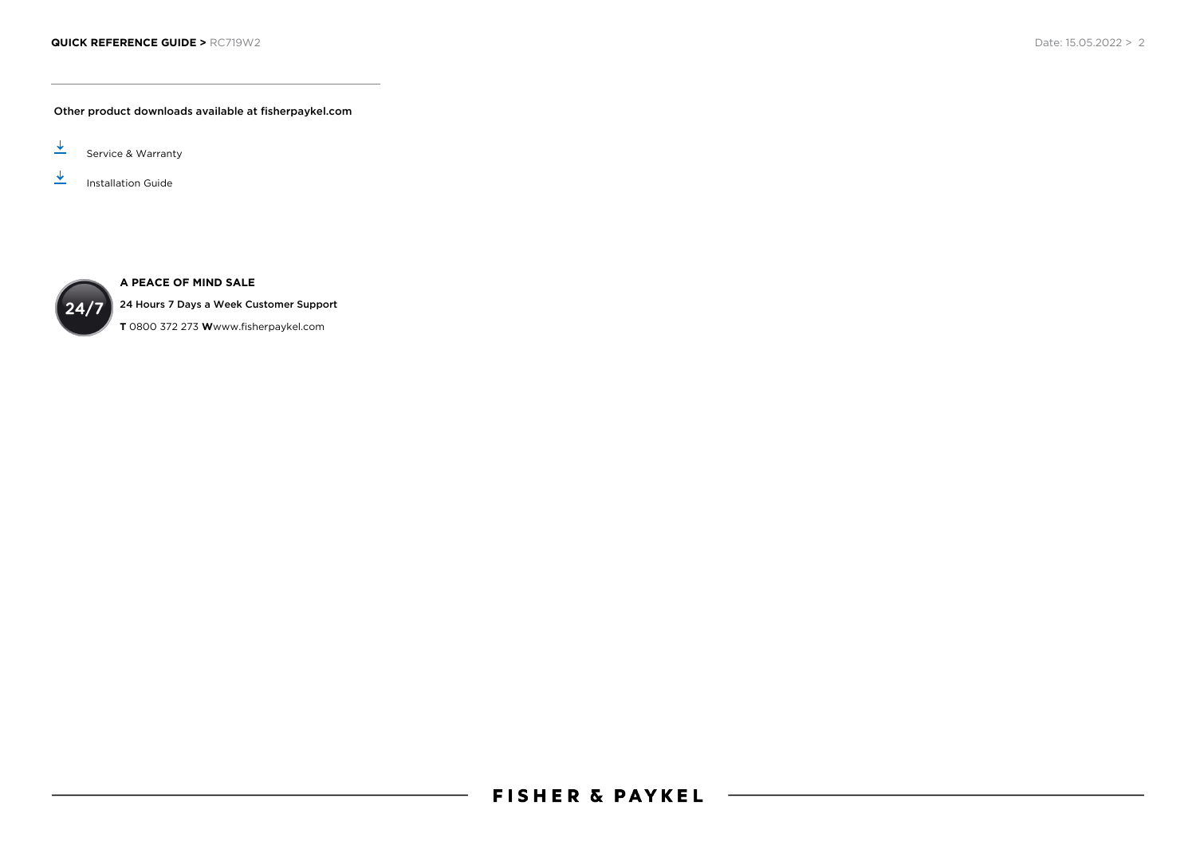Other product downloads available at fisherpaykel.com

- Service & Warranty
- Installation Guide

24/7

**A PEACE OF MIND SALE**

**24 Hours 7 Days a Week Customer Support**

**T** 0800 372 273 **W**www.fisherpaykel.com

FISHER & PAYKEL